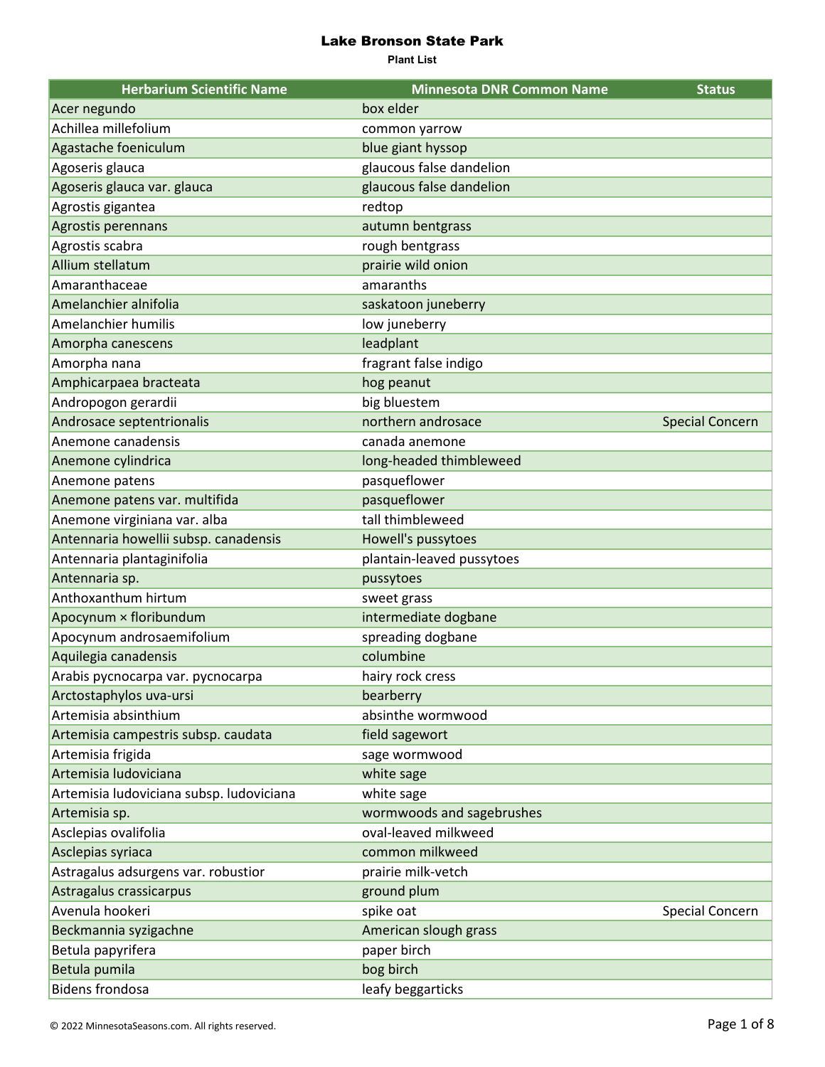# Lake Bronson State Park

**Plant List**

| Herbarium Scientific Name | Minnesota DNR Common Name | Status |
|---|---|---|
| Acer negundo | box elder | |
| Achillea millefolium | common yarrow | |
| Agastache foeniculum | blue giant hyssop | |
| Agoseris glauca | glaucous false dandelion | |
| Agoseris glauca var. glauca | glaucous false dandelion | |
| Agrostis gigantea | redtop | |
| Agrostis perennans | autumn bentgrass | |
| Agrostis scabra | rough bentgrass | |
| Allium stellatum | prairie wild onion | |
| Amaranthaceae | amaranths | |
| Amelanchier alnifolia | saskatoon juneberry | |
| Amelanchier humilis | low juneberry | |
| Amorpha canescens | leadplant | |
| Amorpha nana | fragrant false indigo | |
| Amphicarpaea bracteata | hog peanut | |
| Andropogon gerardii | big bluestem | |
| Androsace septentrionalis | northern androsace | Special Concern |
| Anemone canadensis | canada anemone | |
| Anemone cylindrica | long-headed thimbleweed | |
| Anemone patens | pasqueflower | |
| Anemone patens var. multifida | pasqueflower | |
| Anemone virginiana var. alba | tall thimbleweed | |
| Antennaria howellii subsp. canadensis | Howell's pussytoes | |
| Antennaria plantaginifolia | plantain-leaved pussytoes | |
| Antennaria sp. | pussytoes | |
| Anthoxanthum hirtum | sweet grass | |
| Apocynum × floribundum | intermediate dogbane | |
| Apocynum androsaemifolium | spreading dogbane | |
| Aquilegia canadensis | columbine | |
| Arabis pycnocarpa var. pycnocarpa | hairy rock cress | |
| Arctostaphylos uva-ursi | bearberry | |
| Artemisia absinthium | absinthe wormwood | |
| Artemisia campestris subsp. caudata | field sagewort | |
| Artemisia frigida | sage wormwood | |
| Artemisia ludoviciana | white sage | |
| Artemisia ludoviciana subsp. ludoviciana | white sage | |
| Artemisia sp. | wormwoods and sagebrushes | |
| Asclepias ovalifolia | oval-leaved milkweed | |
| Asclepias syriaca | common milkweed | |
| Astragalus adsurgens var. robustior | prairie milk-vetch | |
| Astragalus crassicarpus | ground plum | |
| Avenula hookeri | spike oat | Special Concern |
| Beckmannia syzigachne | American slough grass | |
| Betula papyrifera | paper birch | |
| Betula pumila | bog birch | |
| Bidens frondosa | leafy beggarticks | |

© 2022 MinnesotaSeasons.com. All rights reserved.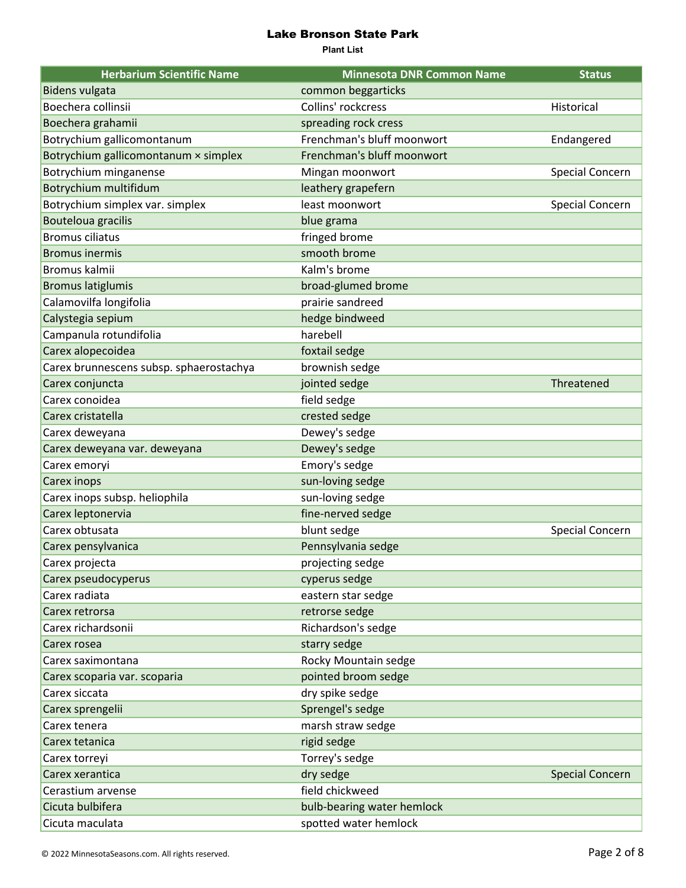# Lake Bronson State Park

**Plant List**

| Herbarium Scientific Name | Minnesota DNR Common Name | Status |
| --- | --- | --- |
| Bidens vulgata | common beggarticks | |
| Boechera collinsii | Collins' rockcress | Historical |
| Boechera grahamii | spreading rock cress | |
| Botrychium gallicomontanum | Frenchman's bluff moonwort | Endangered |
| Botrychium gallicomontanum × simplex | Frenchman's bluff moonwort | |
| Botrychium minganense | Mingan moonwort | Special Concern |
| Botrychium multifidum | leathery grapefern | |
| Botrychium simplex var. simplex | least moonwort | Special Concern |
| Bouteloua gracilis | blue grama | |
| Bromus ciliatus | fringed brome | |
| Bromus inermis | smooth brome | |
| Bromus kalmii | Kalm's brome | |
| Bromus latiglumis | broad-glumed brome | |
| Calamovilfa longifolia | prairie sandreed | |
| Calystegia sepium | hedge bindweed | |
| Campanula rotundifolia | harebell | |
| Carex alopecoidea | foxtail sedge | |
| Carex brunnescens subsp. sphaerostachya | brownish sedge | |
| Carex conjuncta | jointed sedge | Threatened |
| Carex conoidea | field sedge | |
| Carex cristatella | crested sedge | |
| Carex deweyana | Dewey's sedge | |
| Carex deweyana var. deweyana | Dewey's sedge | |
| Carex emoryi | Emory's sedge | |
| Carex inops | sun-loving sedge | |
| Carex inops subsp. heliophila | sun-loving sedge | |
| Carex leptonervia | fine-nerved sedge | |
| Carex obtusata | blunt sedge | Special Concern |
| Carex pensylvanica | Pennsylvania sedge | |
| Carex projecta | projecting sedge | |
| Carex pseudocyperus | cyperus sedge | |
| Carex radiata | eastern star sedge | |
| Carex retrorsa | retrorse sedge | |
| Carex richardsonii | Richardson's sedge | |
| Carex rosea | starry sedge | |
| Carex saximontana | Rocky Mountain sedge | |
| Carex scoparia var. scoparia | pointed broom sedge | |
| Carex siccata | dry spike sedge | |
| Carex sprengelii | Sprengel's sedge | |
| Carex tenera | marsh straw sedge | |
| Carex tetanica | rigid sedge | |
| Carex torreyi | Torrey's sedge | |
| Carex xerantica | dry sedge | Special Concern |
| Cerastium arvense | field chickweed | |
| Cicuta bulbifera | bulb-bearing water hemlock | |
| Cicuta maculata | spotted water hemlock | |

© 2022 MinnesotaSeasons.com. All rights reserved.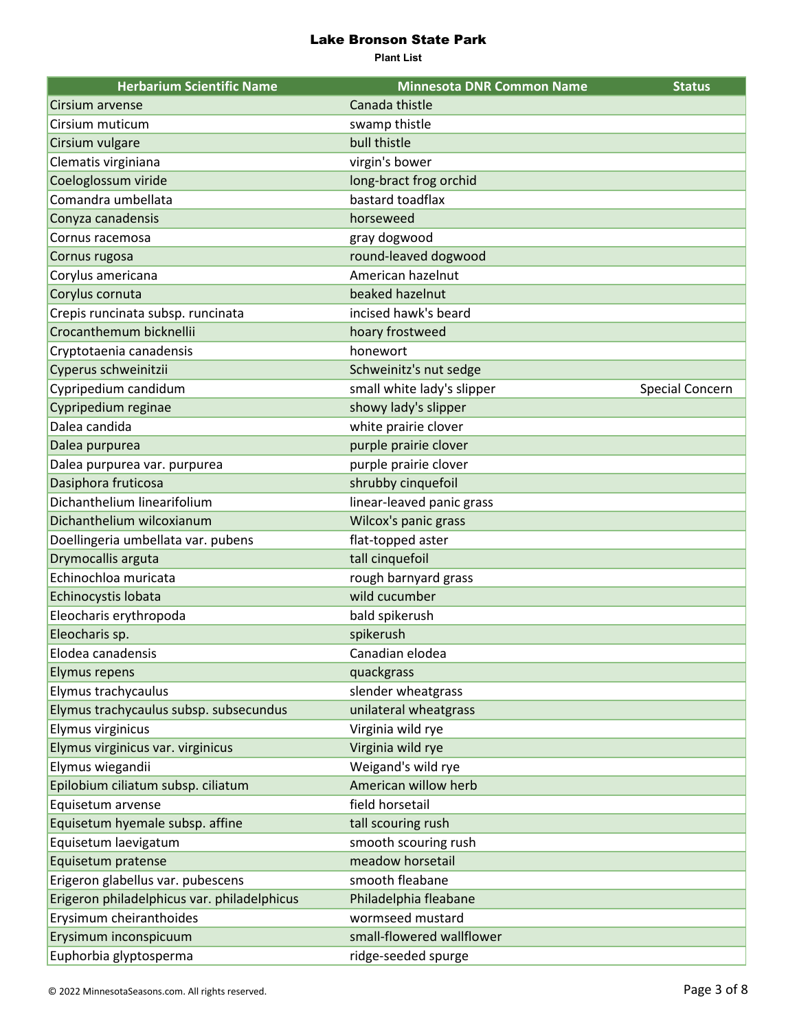# Lake Bronson State Park

**Plant List**

| Herbarium Scientific Name | Minnesota DNR Common Name | Status |
| --- | --- | --- |
| Cirsium arvense | Canada thistle | |
| Cirsium muticum | swamp thistle | |
| Cirsium vulgare | bull thistle | |
| Clematis virginiana | virgin's bower | |
| Coeloglossum viride | long-bract frog orchid | |
| Comandra umbellata | bastard toadflax | |
| Conyza canadensis | horseweed | |
| Cornus racemosa | gray dogwood | |
| Cornus rugosa | round-leaved dogwood | |
| Corylus americana | American hazelnut | |
| Corylus cornuta | beaked hazelnut | |
| Crepis runcinata subsp. runcinata | incised hawk's beard | |
| Crocanthemum bicknellii | hoary frostweed | |
| Cryptotaenia canadensis | honewort | |
| Cyperus schweinitzii | Schweinitz's nut sedge | |
| Cypripedium candidum | small white lady's slipper | Special Concern |
| Cypripedium reginae | showy lady's slipper | |
| Dalea candida | white prairie clover | |
| Dalea purpurea | purple prairie clover | |
| Dalea purpurea var. purpurea | purple prairie clover | |
| Dasiphora fruticosa | shrubby cinquefoil | |
| Dichanthelium linearifolium | linear-leaved panic grass | |
| Dichanthelium wilcoxianum | Wilcox's panic grass | |
| Doellingeria umbellata var. pubens | flat-topped aster | |
| Drymocallis arguta | tall cinquefoil | |
| Echinochloa muricata | rough barnyard grass | |
| Echinocystis lobata | wild cucumber | |
| Eleocharis erythropoda | bald spikerush | |
| Eleocharis sp. | spikerush | |
| Elodea canadensis | Canadian elodea | |
| Elymus repens | quackgrass | |
| Elymus trachycaulus | slender wheatgrass | |
| Elymus trachycaulus subsp. subsecundus | unilateral wheatgrass | |
| Elymus virginicus | Virginia wild rye | |
| Elymus virginicus var. virginicus | Virginia wild rye | |
| Elymus wiegandii | Weigand's wild rye | |
| Epilobium ciliatum subsp. ciliatum | American willow herb | |
| Equisetum arvense | field horsetail | |
| Equisetum hyemale subsp. affine | tall scouring rush | |
| Equisetum laevigatum | smooth scouring rush | |
| Equisetum pratense | meadow horsetail | |
| Erigeron glabellus var. pubescens | smooth fleabane | |
| Erigeron philadelphicus var. philadelphicus | Philadelphia fleabane | |
| Erysimum cheiranthoides | wormseed mustard | |
| Erysimum inconspicuum | small-flowered wallflower | |
| Euphorbia glyptosperma | ridge-seeded spurge | |

© 2022 MinnesotaSeasons.com. All rights reserved.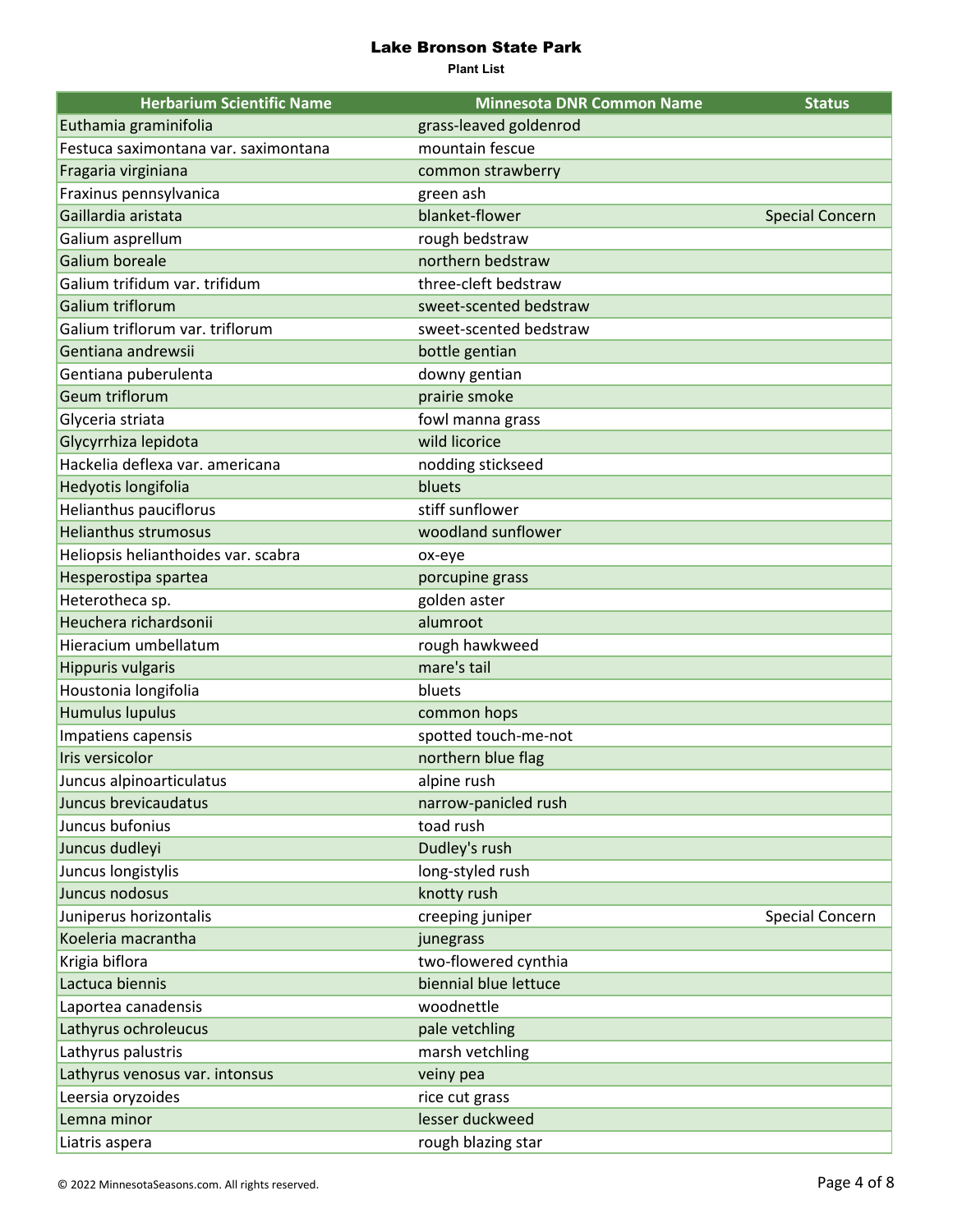# Lake Bronson State Park

**Plant List**

| Herbarium Scientific Name | Minnesota DNR Common Name | Status |
| --- | --- | --- |
| Euthamia graminifolia | grass-leaved goldenrod | |
| Festuca saximontana var. saximontana | mountain fescue | |
| Fragaria virginiana | common strawberry | |
| Fraxinus pennsylvanica | green ash | |
| Gaillardia aristata | blanket-flower | Special Concern |
| Galium asprellum | rough bedstraw | |
| Galium boreale | northern bedstraw | |
| Galium trifidum var. trifidum | three-cleft bedstraw | |
| Galium triflorum | sweet-scented bedstraw | |
| Galium triflorum var. triflorum | sweet-scented bedstraw | |
| Gentiana andrewsii | bottle gentian | |
| Gentiana puberulenta | downy gentian | |
| Geum triflorum | prairie smoke | |
| Glyceria striata | fowl manna grass | |
| Glycyrrhiza lepidota | wild licorice | |
| Hackelia deflexa var. americana | nodding stickseed | |
| Hedyotis longifolia | bluets | |
| Helianthus pauciflorus | stiff sunflower | |
| Helianthus strumosus | woodland sunflower | |
| Heliopsis helianthoides var. scabra | ox-eye | |
| Hesperostipa spartea | porcupine grass | |
| Heterotheca sp. | golden aster | |
| Heuchera richardsonii | alumroot | |
| Hieracium umbellatum | rough hawkweed | |
| Hippuris vulgaris | mare's tail | |
| Houstonia longifolia | bluets | |
| Humulus lupulus | common hops | |
| Impatiens capensis | spotted touch-me-not | |
| Iris versicolor | northern blue flag | |
| Juncus alpinoarticulatus | alpine rush | |
| Juncus brevicaudatus | narrow-panicled rush | |
| Juncus bufonius | toad rush | |
| Juncus dudleyi | Dudley's rush | |
| Juncus longistylis | long-styled rush | |
| Juncus nodosus | knotty rush | |
| Juniperus horizontalis | creeping juniper | Special Concern |
| Koeleria macrantha | junegrass | |
| Krigia biflora | two-flowered cynthia | |
| Lactuca biennis | biennial blue lettuce | |
| Laportea canadensis | woodnettle | |
| Lathyrus ochroleucus | pale vetchling | |
| Lathyrus palustris | marsh vetchling | |
| Lathyrus venosus var. intonsus | veiny pea | |
| Leersia oryzoides | rice cut grass | |
| Lemna minor | lesser duckweed | |
| Liatris aspera | rough blazing star | |

© 2022 MinnesotaSeasons.com. All rights reserved.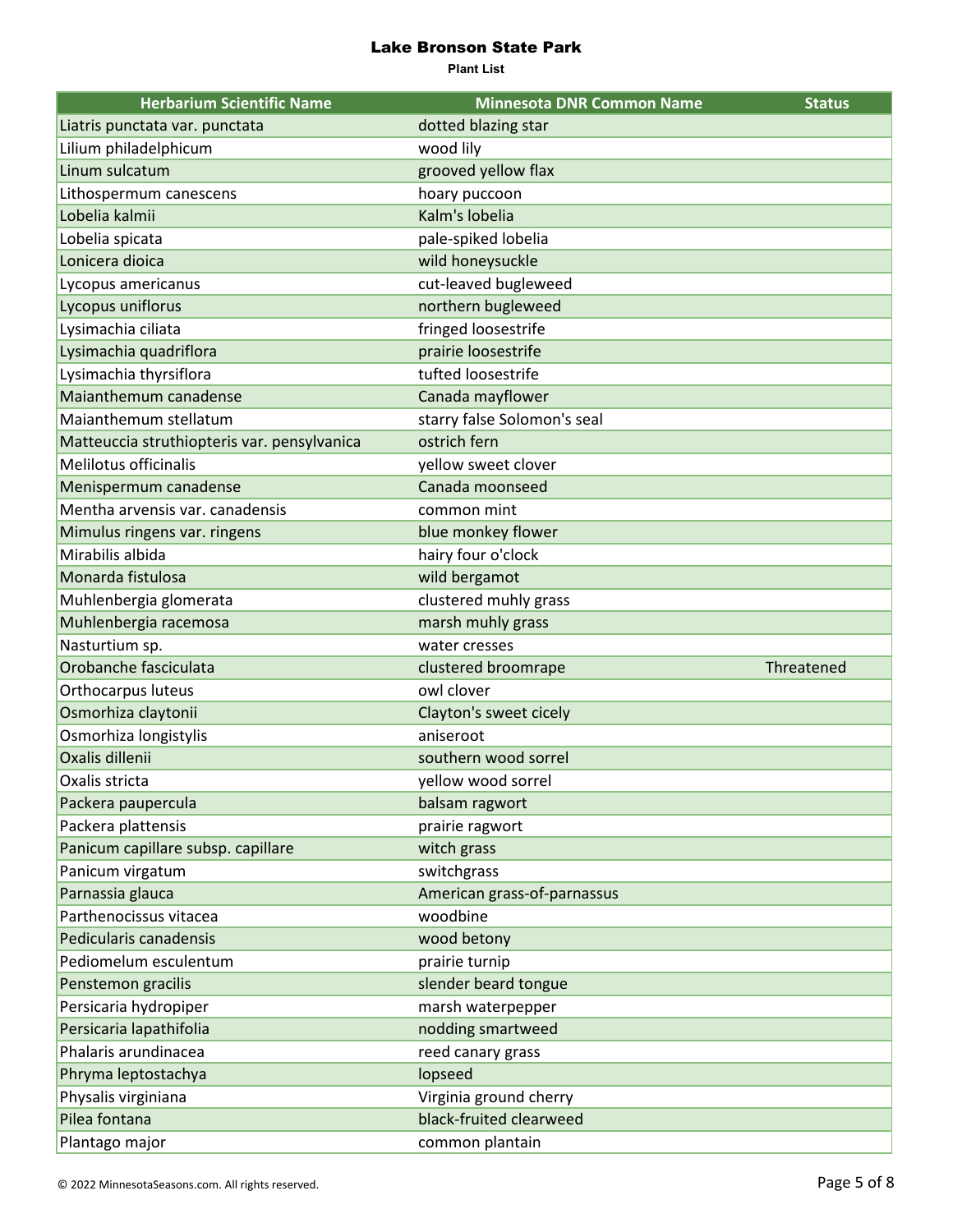# Lake Bronson State Park

**Plant List**

| Herbarium Scientific Name | Minnesota DNR Common Name | Status |
|---|---|---|
| Liatris punctata var. punctata | dotted blazing star | |
| Lilium philadelphicum | wood lily | |
| Linum sulcatum | grooved yellow flax | |
| Lithospermum canescens | hoary puccoon | |
| Lobelia kalmii | Kalm's lobelia | |
| Lobelia spicata | pale-spiked lobelia | |
| Lonicera dioica | wild honeysuckle | |
| Lycopus americanus | cut-leaved bugleweed | |
| Lycopus uniflorus | northern bugleweed | |
| Lysimachia ciliata | fringed loosestrife | |
| Lysimachia quadriflora | prairie loosestrife | |
| Lysimachia thyrsiflora | tufted loosestrife | |
| Maianthemum canadense | Canada mayflower | |
| Maianthemum stellatum | starry false Solomon's seal | |
| Matteuccia struthiopteris var. pensylvanica | ostrich fern | |
| Melilotus officinalis | yellow sweet clover | |
| Menispermum canadense | Canada moonseed | |
| Mentha arvensis var. canadensis | common mint | |
| Mimulus ringens var. ringens | blue monkey flower | |
| Mirabilis albida | hairy four o'clock | |
| Monarda fistulosa | wild bergamot | |
| Muhlenbergia glomerata | clustered muhly grass | |
| Muhlenbergia racemosa | marsh muhly grass | |
| Nasturtium sp. | water cresses | |
| Orobanche fasciculata | clustered broomrape | Threatened |
| Orthocarpus luteus | owl clover | |
| Osmorhiza claytonii | Clayton's sweet cicely | |
| Osmorhiza longistylis | aniseroot | |
| Oxalis dillenii | southern wood sorrel | |
| Oxalis stricta | yellow wood sorrel | |
| Packera paupercula | balsam ragwort | |
| Packera plattensis | prairie ragwort | |
| Panicum capillare subsp. capillare | witch grass | |
| Panicum virgatum | switchgrass | |
| Parnassia glauca | American grass-of-parnassus | |
| Parthenocissus vitacea | woodbine | |
| Pedicularis canadensis | wood betony | |
| Pediomelum esculentum | prairie turnip | |
| Penstemon gracilis | slender beard tongue | |
| Persicaria hydropiper | marsh waterpepper | |
| Persicaria lapathifolia | nodding smartweed | |
| Phalaris arundinacea | reed canary grass | |
| Phryma leptostachya | lopseed | |
| Physalis virginiana | Virginia ground cherry | |
| Pilea fontana | black-fruited clearweed | |
| Plantago major | common plantain | |

© 2022 MinnesotaSeasons.com. All rights reserved.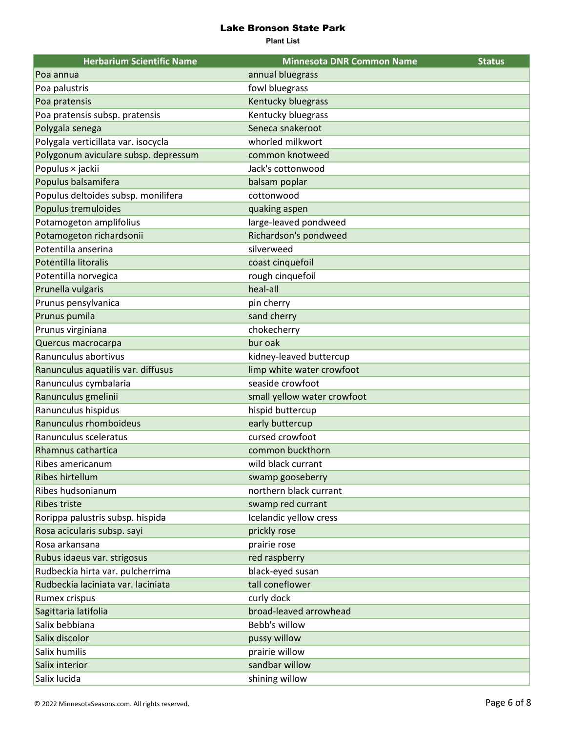# Lake Bronson State Park

**Plant List**

| Herbarium Scientific Name | Minnesota DNR Common Name | Status |
|---|---|---|
| Poa annua | annual bluegrass | |
| Poa palustris | fowl bluegrass | |
| Poa pratensis | Kentucky bluegrass | |
| Poa pratensis subsp. pratensis | Kentucky bluegrass | |
| Polygala senega | Seneca snakeroot | |
| Polygala verticillata var. isocycla | whorled milkwort | |
| Polygonum aviculare subsp. depressum | common knotweed | |
| Populus × jackii | Jack's cottonwood | |
| Populus balsamifera | balsam poplar | |
| Populus deltoides subsp. monilifera | cottonwood | |
| Populus tremuloides | quaking aspen | |
| Potamogeton amplifolius | large-leaved pondweed | |
| Potamogeton richardsonii | Richardson's pondweed | |
| Potentilla anserina | silverweed | |
| Potentilla litoralis | coast cinquefoil | |
| Potentilla norvegica | rough cinquefoil | |
| Prunella vulgaris | heal-all | |
| Prunus pensylvanica | pin cherry | |
| Prunus pumila | sand cherry | |
| Prunus virginiana | chokecherry | |
| Quercus macrocarpa | bur oak | |
| Ranunculus abortivus | kidney-leaved buttercup | |
| Ranunculus aquatilis var. diffusus | limp white water crowfoot | |
| Ranunculus cymbalaria | seaside crowfoot | |
| Ranunculus gmelinii | small yellow water crowfoot | |
| Ranunculus hispidus | hispid buttercup | |
| Ranunculus rhomboideus | early buttercup | |
| Ranunculus sceleratus | cursed crowfoot | |
| Rhamnus cathartica | common buckthorn | |
| Ribes americanum | wild black currant | |
| Ribes hirtellum | swamp gooseberry | |
| Ribes hudsonianum | northern black currant | |
| Ribes triste | swamp red currant | |
| Rorippa palustris subsp. hispida | Icelandic yellow cress | |
| Rosa acicularis subsp. sayi | prickly rose | |
| Rosa arkansana | prairie rose | |
| Rubus idaeus var. strigosus | red raspberry | |
| Rudbeckia hirta var. pulcherrima | black-eyed susan | |
| Rudbeckia laciniata var. laciniata | tall coneflower | |
| Rumex crispus | curly dock | |
| Sagittaria latifolia | broad-leaved arrowhead | |
| Salix bebbiana | Bebb's willow | |
| Salix discolor | pussy willow | |
| Salix humilis | prairie willow | |
| Salix interior | sandbar willow | |
| Salix lucida | shining willow | |

© 2022 MinnesotaSeasons.com. All rights reserved.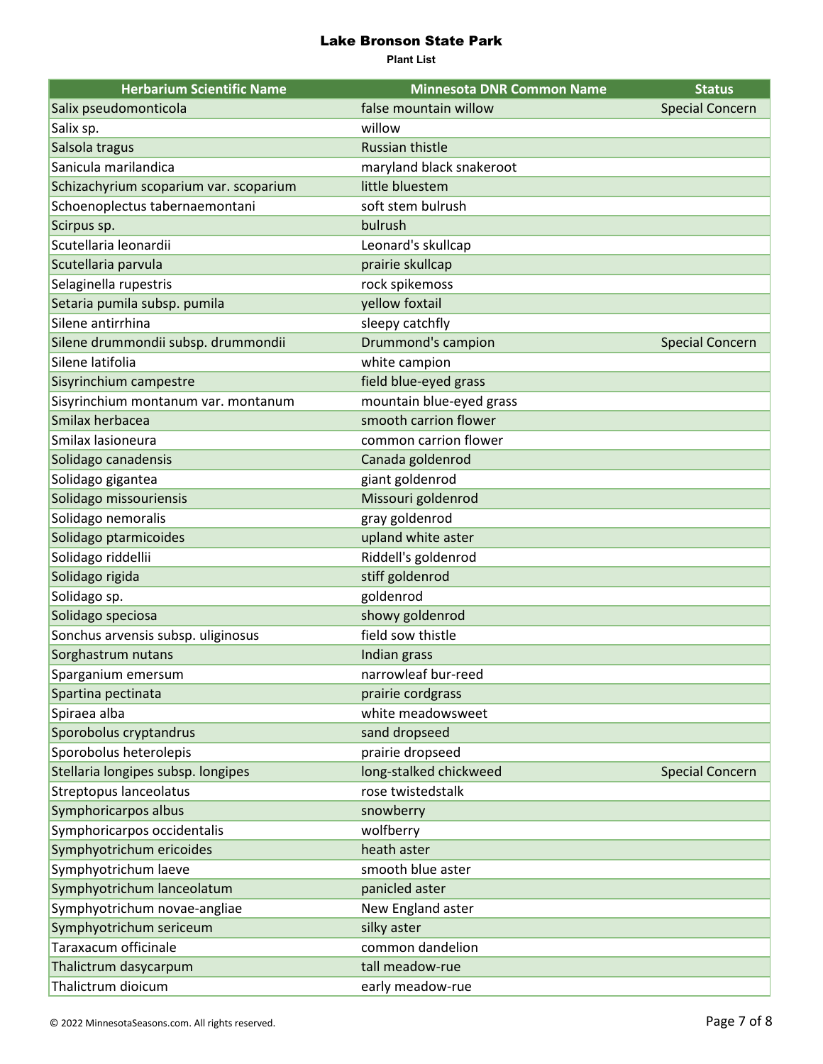# Lake Bronson State Park

**Plant List**

| Herbarium Scientific Name | Minnesota DNR Common Name | Status |
| --- | --- | --- |
| Salix pseudomonticola | false mountain willow | Special Concern |
| Salix sp. | willow | |
| Salsola tragus | Russian thistle | |
| Sanicula marilandica | maryland black snakeroot | |
| Schizachyrium scoparium var. scoparium | little bluestem | |
| Schoenoplectus tabernaemontani | soft stem bulrush | |
| Scirpus sp. | bulrush | |
| Scutellaria leonardii | Leonard's skullcap | |
| Scutellaria parvula | prairie skullcap | |
| Selaginella rupestris | rock spikemoss | |
| Setaria pumila subsp. pumila | yellow foxtail | |
| Silene antirrhina | sleepy catchfly | |
| Silene drummondii subsp. drummondii | Drummond's campion | Special Concern |
| Silene latifolia | white campion | |
| Sisyrinchium campestre | field blue-eyed grass | |
| Sisyrinchium montanum var. montanum | mountain blue-eyed grass | |
| Smilax herbacea | smooth carrion flower | |
| Smilax lasioneura | common carrion flower | |
| Solidago canadensis | Canada goldenrod | |
| Solidago gigantea | giant goldenrod | |
| Solidago missouriensis | Missouri goldenrod | |
| Solidago nemoralis | gray goldenrod | |
| Solidago ptarmicoides | upland white aster | |
| Solidago riddellii | Riddell's goldenrod | |
| Solidago rigida | stiff goldenrod | |
| Solidago sp. | goldenrod | |
| Solidago speciosa | showy goldenrod | |
| Sonchus arvensis subsp. uliginosus | field sow thistle | |
| Sorghastrum nutans | Indian grass | |
| Sparganium emersum | narrowleaf bur-reed | |
| Spartina pectinata | prairie cordgrass | |
| Spiraea alba | white meadowsweet | |
| Sporobolus cryptandrus | sand dropseed | |
| Sporobolus heterolepis | prairie dropseed | |
| Stellaria longipes subsp. longipes | long-stalked chickweed | Special Concern |
| Streptopus lanceolatus | rose twistedstalk | |
| Symphoricarpos albus | snowberry | |
| Symphoricarpos occidentalis | wolfberry | |
| Symphyotrichum ericoides | heath aster | |
| Symphyotrichum laeve | smooth blue aster | |
| Symphyotrichum lanceolatum | panicled aster | |
| Symphyotrichum novae-angliae | New England aster | |
| Symphyotrichum sericeum | silky aster | |
| Taraxacum officinale | common dandelion | |
| Thalictrum dasycarpum | tall meadow-rue | |
| Thalictrum dioicum | early meadow-rue | |

© 2022 MinnesotaSeasons.com. All rights reserved.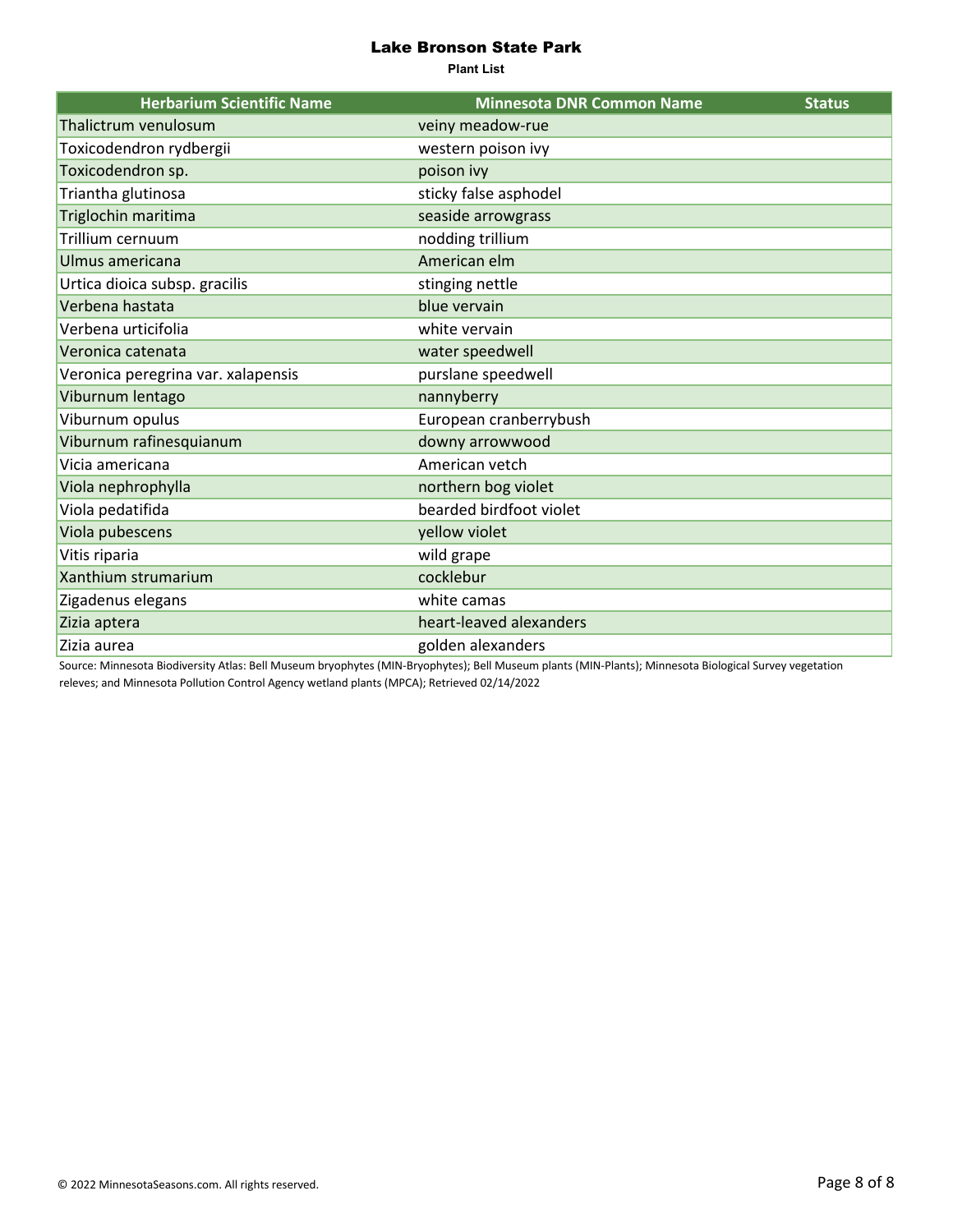# Lake Bronson State Park

**Plant List**

| Herbarium Scientific Name | Minnesota DNR Common Name | Status |
|---|---|---|
| Thalictrum venulosum | veiny meadow-rue | |
| Toxicodendron rydbergii | western poison ivy | |
| Toxicodendron sp. | poison ivy | |
| Triantha glutinosa | sticky false asphodel | |
| Triglochin maritima | seaside arrowgrass | |
| Trillium cernuum | nodding trillium | |
| Ulmus americana | American elm | |
| Urtica dioica subsp. gracilis | stinging nettle | |
| Verbena hastata | blue vervain | |
| Verbena urticifolia | white vervain | |
| Veronica catenata | water speedwell | |
| Veronica peregrina var. xalapensis | purslane speedwell | |
| Viburnum lentago | nannyberry | |
| Viburnum opulus | European cranberrybush | |
| Viburnum rafinesquianum | downy arrowwood | |
| Vicia americana | American vetch | |
| Viola nephrophylla | northern bog violet | |
| Viola pedatifida | bearded birdfoot violet | |
| Viola pubescens | yellow violet | |
| Vitis riparia | wild grape | |
| Xanthium strumarium | cocklebur | |
| Zigadenus elegans | white camas | |
| Zizia aptera | heart-leaved alexanders | |
| Zizia aurea | golden alexanders | |

Source: Minnesota Biodiversity Atlas: Bell Museum bryophytes (MIN-Bryophytes); Bell Museum plants (MIN-Plants); Minnesota Biological Survey vegetation releves; and Minnesota Pollution Control Agency wetland plants (MPCA); Retrieved 02/14/2022

© 2022 MinnesotaSeasons.com. All rights reserved.